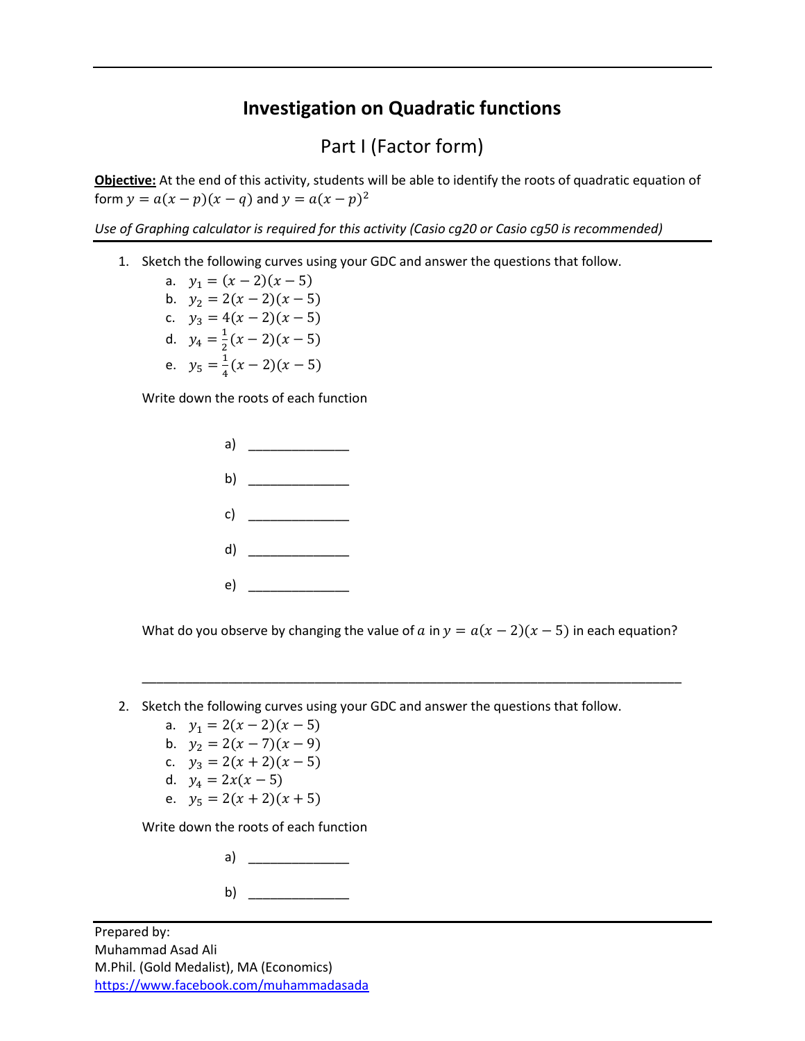# Investigation on Quadratic functions

## Part I (Factor form)

**Objective:** At the end of this activity, students will be able to identify the roots of quadratic equation of form $y = a(x-p)(x-q)$ and $y = a(x-p)^2$

*Use of Graphing calculator is required for this activity (Casio cg20 or Casio cg50 is recommended)*

1. Sketch the following curves using your GDC and answer the questions that follow.
   a. $y_1 = (x-2)(x-5)$
   b. $y_2 = 2(x-2)(x-5)$
   c. $y_3 = 4(x-2)(x-5)$
   d. $y_4 = \frac{1}{2}(x-2)(x-5)$
   e. $y_5 = \frac{1}{4}(x-2)(x-5)$

   Write down the roots of each function

   a) ______________

   b) ______________

   c) ______________

   d) ______________

   e) ______________

   What do you observe by changing the value of $a$ in $y = a(x-2)(x-5)$ in each equation?

   ______________________________________________________________________________

2. Sketch the following curves using your GDC and answer the questions that follow.
   a. $y_1 = 2(x-2)(x-5)$
   b. $y_2 = 2(x-7)(x-9)$
   c. $y_3 = 2(x+2)(x-5)$
   d. $y_4 = 2x(x-5)$
   e. $y_5 = 2(x+2)(x+5)$

   Write down the roots of each function

   a) ______________

   b) ______________

Prepared by:
Muhammad Asad Ali
M.Phil. (Gold Medalist), MA (Economics)
https://www.facebook.com/muhammadasada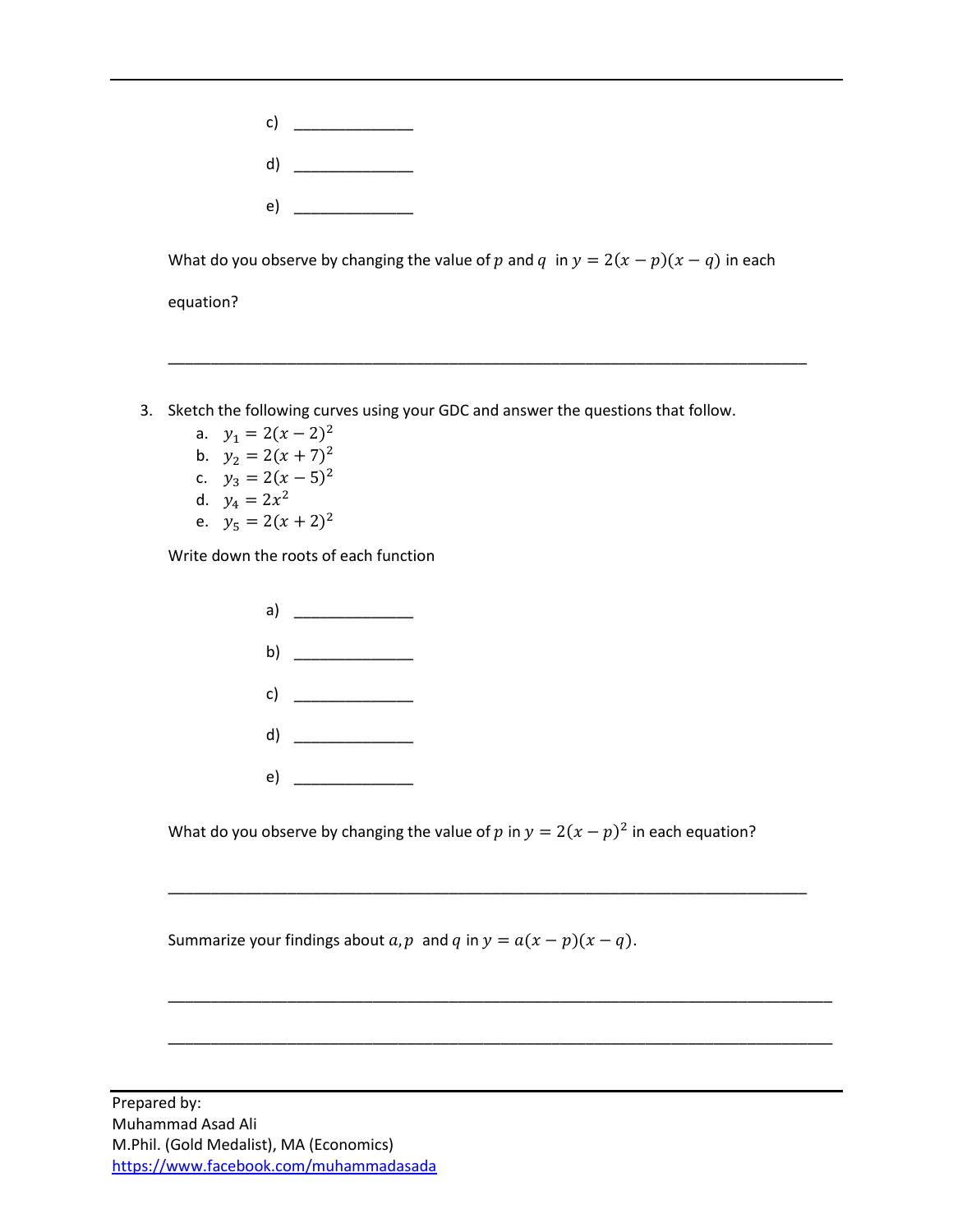c) ______________

d) ______________

e) ______________

What do you observe by changing the value of $p$ and $q$ in $y = 2(x - p)(x - q)$ in each equation?

_____________________________________________________________________________

3. Sketch the following curves using your GDC and answer the questions that follow.
   a. $y_1 = 2(x - 2)^2$
   b. $y_2 = 2(x + 7)^2$
   c. $y_3 = 2(x - 5)^2$
   d. $y_4 = 2x^2$
   e. $y_5 = 2(x + 2)^2$

   Write down the roots of each function

   a) ______________

   b) ______________

   c) ______________

   d) ______________

   e) ______________

   What do you observe by changing the value of $p$ in $y = 2(x - p)^2$ in each equation?

   _____________________________________________________________________________

   Summarize your findings about $a, p$ and $q$ in $y = a(x - p)(x - q)$.

   _____________________________________________________________________________

   _____________________________________________________________________________

Prepared by:
Muhammad Asad Ali
M.Phil. (Gold Medalist), MA (Economics)
https://www.facebook.com/muhammadasada